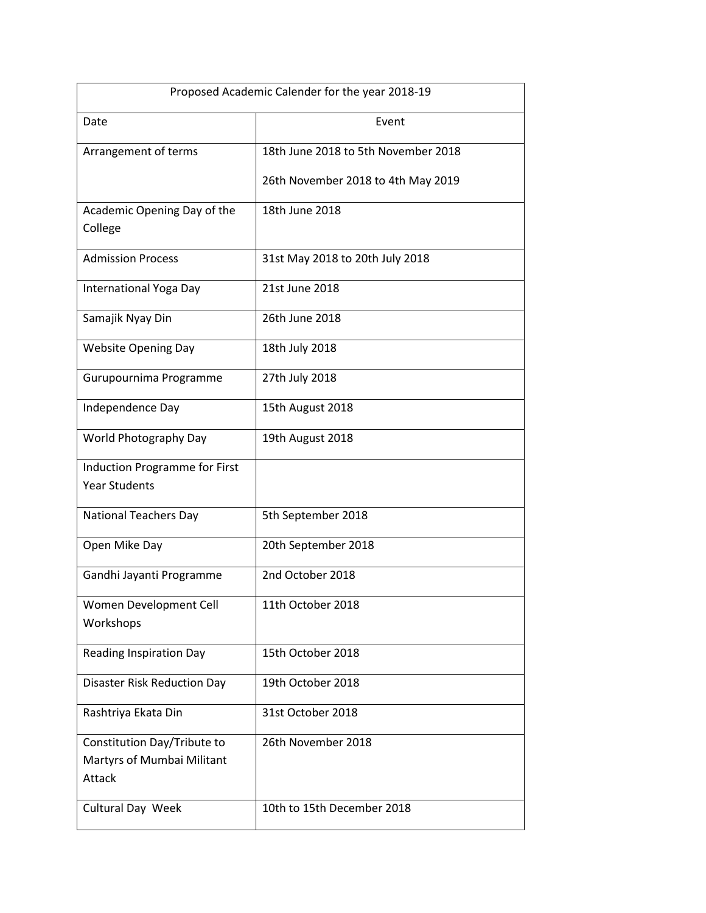| Proposed Academic Calender for the year 2018-19 | |
|---|---|
| Date | Event |
| Arrangement of terms | 18th June 2018 to 5th November 2018<br><br>26th November 2018 to 4th May 2019 |
| Academic Opening Day of the College | 18th June 2018 |
| Admission Process | 31st May 2018 to 20th July 2018 |
| International Yoga Day | 21st June 2018 |
| Samajik Nyay Din | 26th June 2018 |
| Website Opening Day | 18th July 2018 |
| Gurupournima Programme | 27th July 2018 |
| Independence Day | 15th August 2018 |
| World Photography Day | 19th August 2018 |
| Induction Programme for First Year Students | |
| National Teachers Day | 5th September 2018 |
| Open Mike Day | 20th September 2018 |
| Gandhi Jayanti Programme | 2nd October 2018 |
| Women Development Cell Workshops | 11th October 2018 |
| Reading Inspiration Day | 15th October 2018 |
| Disaster Risk Reduction Day | 19th October 2018 |
| Rashtriya Ekata Din | 31st October 2018 |
| Constitution Day/Tribute to Martyrs of Mumbai Militant Attack | 26th November 2018 |
| Cultural Day Week | 10th to 15th December 2018 |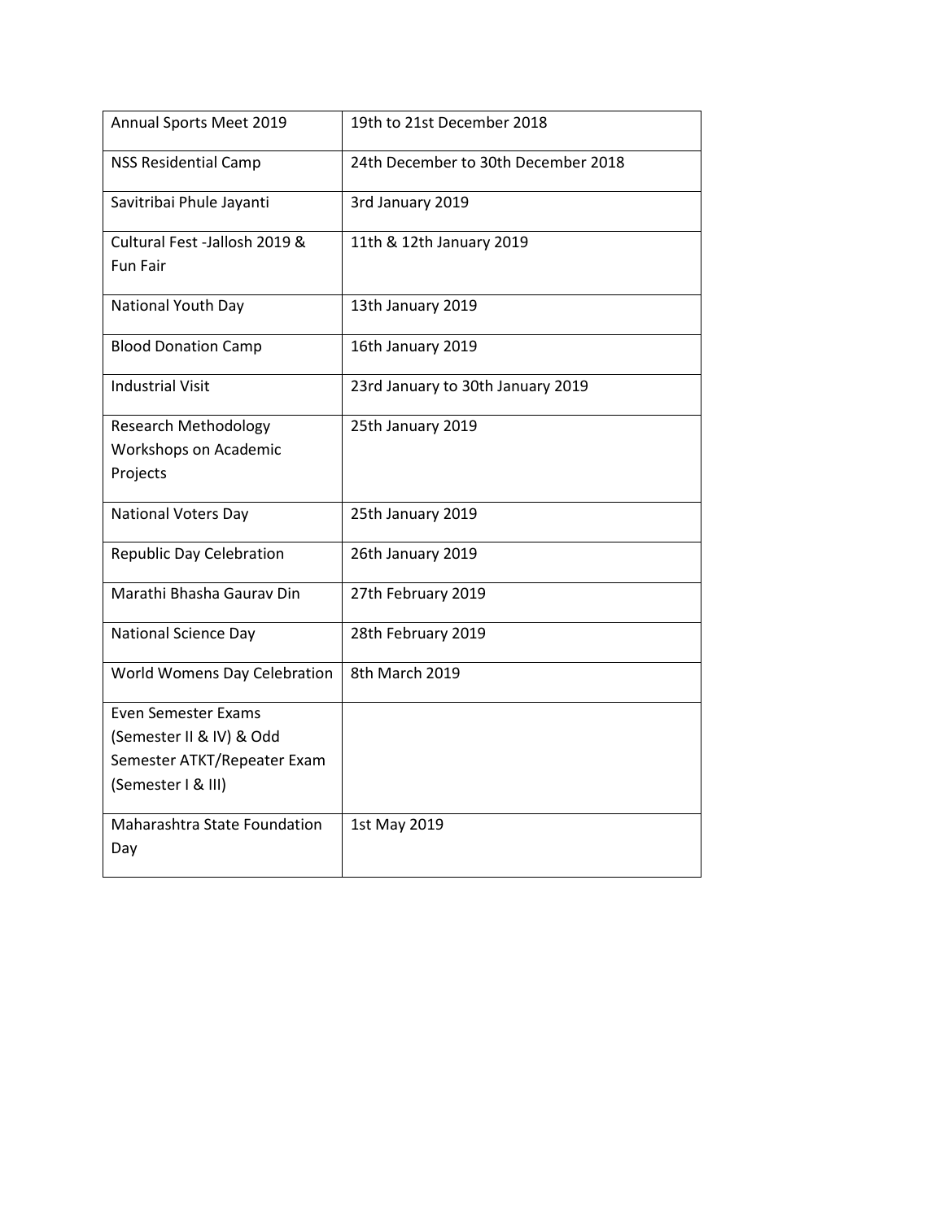| | |
|---|---|
| Annual Sports Meet 2019 | 19th to 21st December 2018 |
| NSS Residential Camp | 24th December to 30th December 2018 |
| Savitribai Phule Jayanti | 3rd January 2019 |
| Cultural Fest -Jallosh 2019 & Fun Fair | 11th & 12th January 2019 |
| National Youth Day | 13th January 2019 |
| Blood Donation Camp | 16th January 2019 |
| Industrial Visit | 23rd January to 30th January 2019 |
| Research Methodology Workshops on Academic Projects | 25th January 2019 |
| National Voters Day | 25th January 2019 |
| Republic Day Celebration | 26th January 2019 |
| Marathi Bhasha Gaurav Din | 27th February 2019 |
| National Science Day | 28th February 2019 |
| World Womens Day Celebration | 8th March 2019 |
| Even Semester Exams (Semester II & IV) & Odd Semester ATKT/Repeater Exam (Semester I & III) | |
| Maharashtra State Foundation Day | 1st May 2019 |